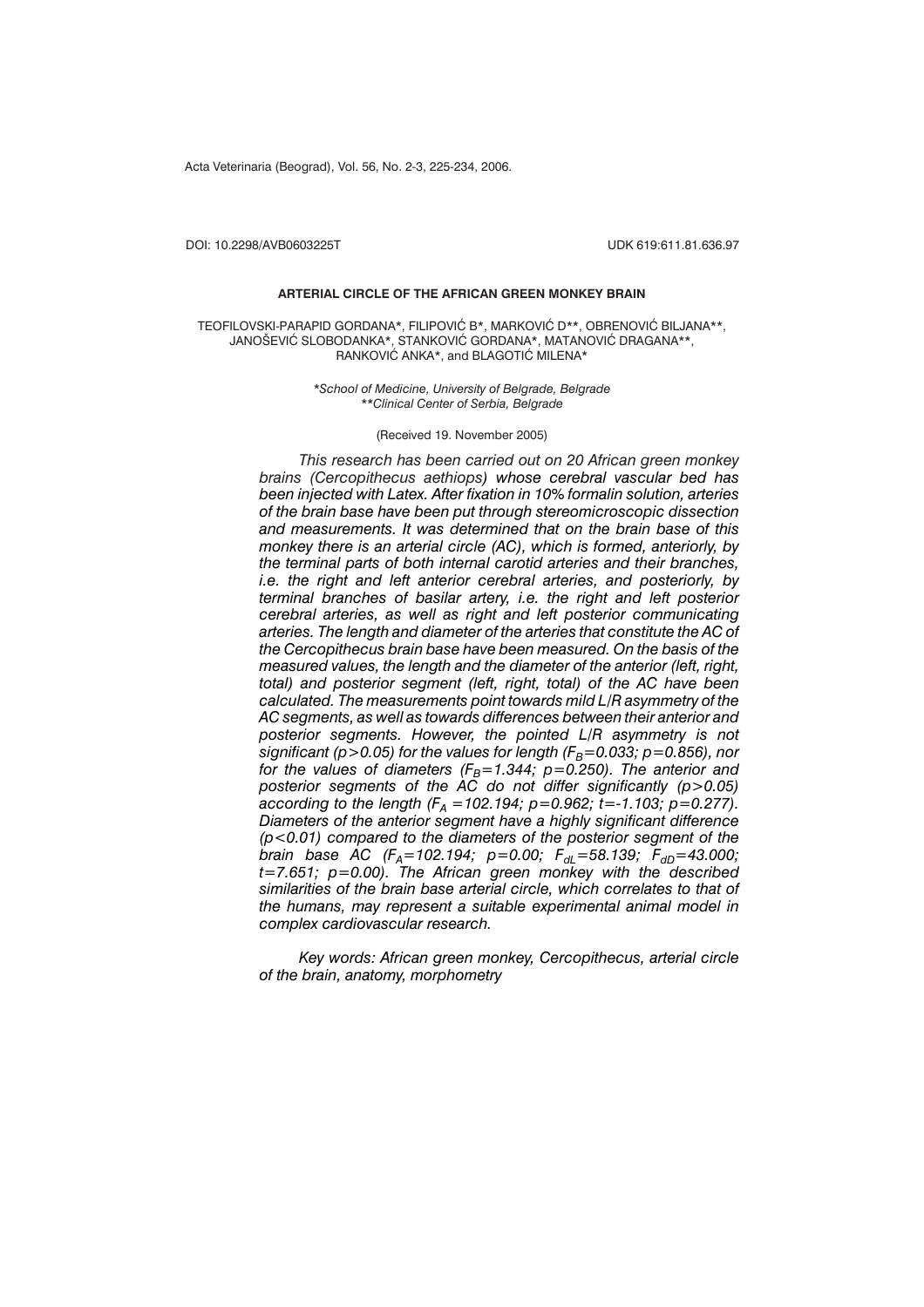DOI: 10.2298/AVB0603225T UDK 619:611.81.636.97

# ARTERIAL CIRCLE OF THE AFRICAN GREEN MONKEY BRAIN

TEOFILOVSKI-PARAPID GORDANA*, FILIPOVIĆ B*, MARKOVIĆ D**, OBRENOVIĆ BILJANA**, JANOŠEVIĆ SLOBODANKA*, STANKOVIĆ GORDANA*, MATANOVIĆ DRAGANA**, RANKOVIĆ ANKA*, and BLAGOTIĆ MILENA*

*\*School of Medicine, University of Belgrade, Belgrade*
*\*\*Clinical Center of Serbia, Belgrade*

(Received 19. November 2005)

*This research has been carried out on 20 African green monkey brains (Cercopithecus aethiops) whose cerebral vascular bed has been injected with Latex. After fixation in 10% formalin solution, arteries of the brain base have been put through stereomicroscopic dissection and measurements. It was determined that on the brain base of this monkey there is an arterial circle (AC), which is formed, anteriorly, by the terminal parts of both internal carotid arteries and their branches, i.e. the right and left anterior cerebral arteries, and posteriorly, by terminal branches of basilar artery, i.e. the right and left posterior cerebral arteries, as well as right and left posterior communicating arteries. The length and diameter of the arteries that constitute the AC of the Cercopithecus brain base have been measured. On the basis of the measured values, the length and the diameter of the anterior (left, right, total) and posterior segment (left, right, total) of the AC have been calculated. The measurements point towards mild L/R asymmetry of the AC segments, as well as towards differences between their anterior and posterior segments. However, the pointed L/R asymmetry is not significant ($p>0.05$) for the values for length ($F_B=0.033$; $p=0.856$), nor for the values of diameters ($F_B=1.344$; $p=0.250$). The anterior and posterior segments of the AC do not differ significantly ($p>0.05$) according to the length ($F_A=102.194$; $p=0.962$; $t=-1.103$; $p=0.277$). Diameters of the anterior segment have a highly significant difference ($p<0.01$) compared to the diameters of the posterior segment of the brain base AC ($F_A=102.194$; $p=0.00$; $F_{dL}=58.139$; $F_{dD}=43.000$; $t=7.651$; $p=0.00$). The African green monkey with the described similarities of the brain base arterial circle, which correlates to that of the humans, may represent a suitable experimental animal model in complex cardiovascular research.*

*Key words: African green monkey, Cercopithecus, arterial circle of the brain, anatomy, morphometry*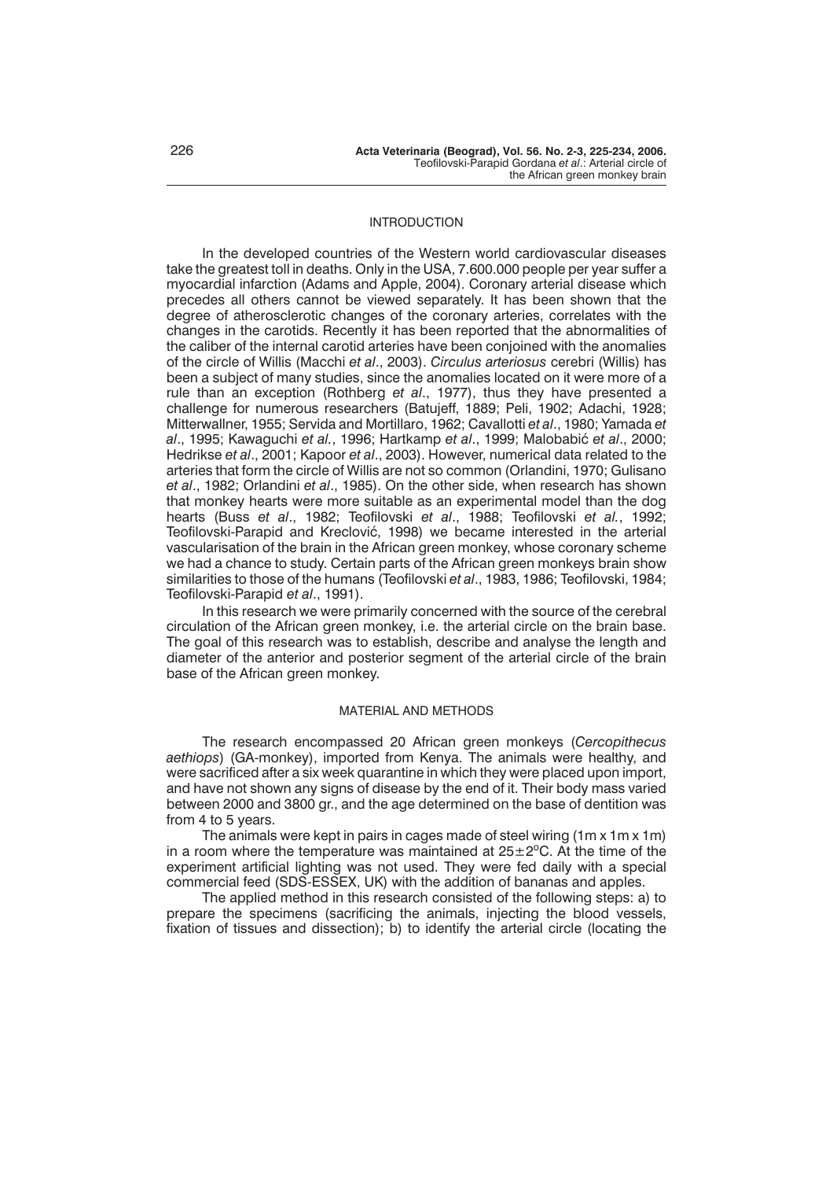## INTRODUCTION

In the developed countries of the Western world cardiovascular diseases take the greatest toll in deaths. Only in the USA, 7.600.000 people per year suffer a myocardial infarction (Adams and Apple, 2004). Coronary arterial disease which precedes all others cannot be viewed separately. It has been shown that the degree of atherosclerotic changes of the coronary arteries, correlates with the changes in the carotids. Recently it has been reported that the abnormalities of the caliber of the internal carotid arteries have been conjoined with the anomalies of the circle of Willis (Macchi *et al*., 2003). *Circulus arteriosus* cerebri (Willis) has been a subject of many studies, since the anomalies located on it were more of a rule than an exception (Rothberg *et al*., 1977), thus they have presented a challenge for numerous researchers (Batujeff, 1889; Peli, 1902; Adachi, 1928; Mitterwallner, 1955; Servida and Mortillaro, 1962; Cavallotti *et al*., 1980; Yamada *et al*., 1995; Kawaguchi *et al.*, 1996; Hartkamp *et al*., 1999; Malobabić *et al*., 2000; Hedrikse *et al*., 2001; Kapoor *et al*., 2003). However, numerical data related to the arteries that form the circle of Willis are not so common (Orlandini, 1970; Gulisano *et al*., 1982; Orlandini *et al*., 1985). On the other side, when research has shown that monkey hearts were more suitable as an experimental model than the dog hearts (Buss *et al*., 1982; Teofilovski *et al*., 1988; Teofilovski *et al.*, 1992; Teofilovski-Parapid and Kreclović, 1998) we became interested in the arterial vascularisation of the brain in the African green monkey, whose coronary scheme we had a chance to study. Certain parts of the African green monkeys brain show similarities to those of the humans (Teofilovski *et al*., 1983, 1986; Teofilovski, 1984; Teofilovski-Parapid *et al*., 1991).

In this research we were primarily concerned with the source of the cerebral circulation of the African green monkey, i.e. the arterial circle on the brain base. The goal of this research was to establish, describe and analyse the length and diameter of the anterior and posterior segment of the arterial circle of the brain base of the African green monkey.

## MATERIAL AND METHODS

The research encompassed 20 African green monkeys (*Cercopithecus aethiops*) (GA-monkey), imported from Kenya. The animals were healthy, and were sacrificed after a six week quarantine in which they were placed upon import, and have not shown any signs of disease by the end of it. Their body mass varied between 2000 and 3800 gr., and the age determined on the base of dentition was from 4 to 5 years.

The animals were kept in pairs in cages made of steel wiring (1m x 1m x 1m) in a room where the temperature was maintained at $25 \pm 2^{o}$C. At the time of the experiment artificial lighting was not used. They were fed daily with a special commercial feed (SDS-ESSEX, UK) with the addition of bananas and apples.

The applied method in this research consisted of the following steps: a) to prepare the specimens (sacrificing the animals, injecting the blood vessels, fixation of tissues and dissection); b) to identify the arterial circle (locating the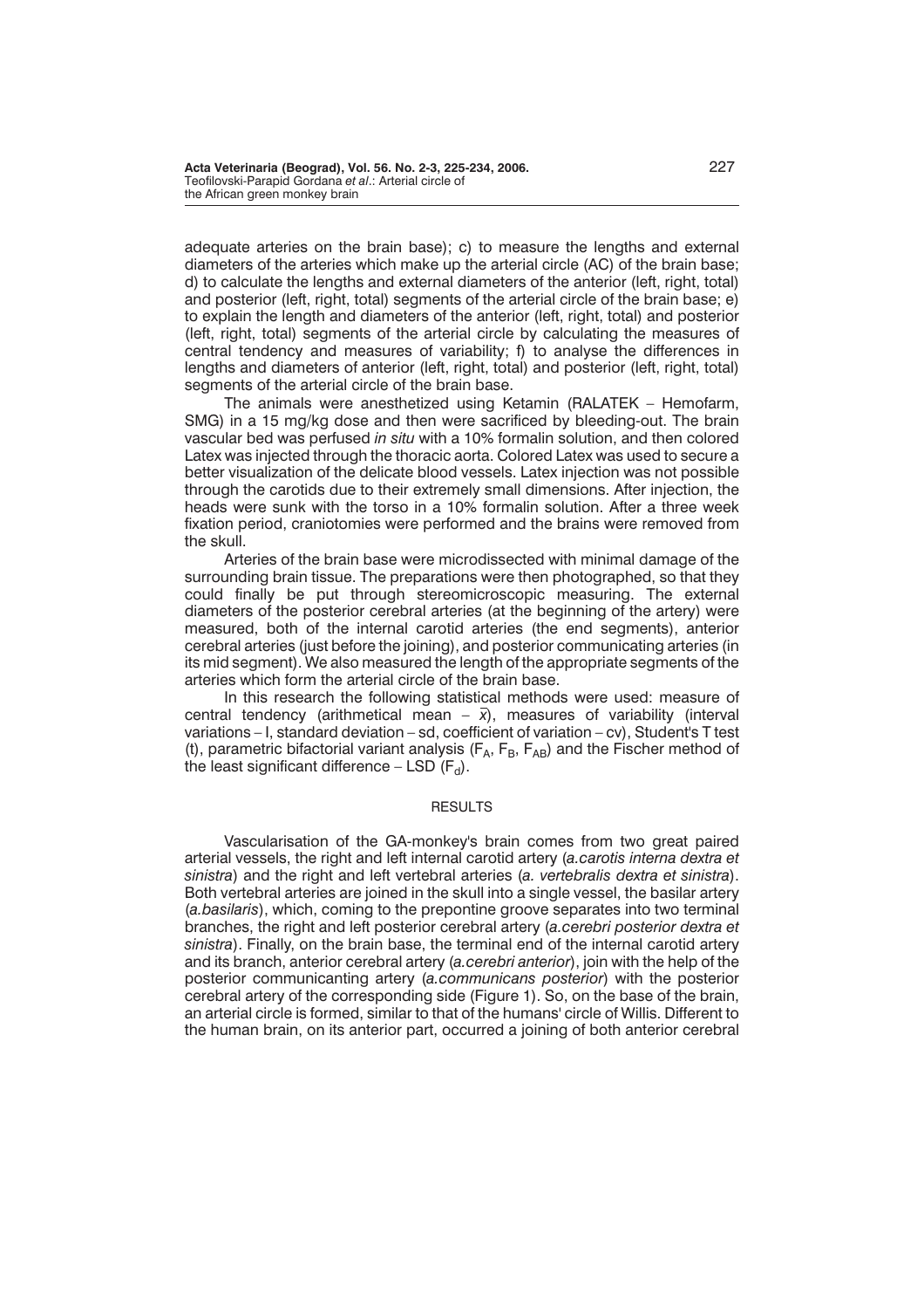adequate arteries on the brain base); c) to measure the lengths and external diameters of the arteries which make up the arterial circle (AC) of the brain base; d) to calculate the lengths and external diameters of the anterior (left, right, total) and posterior (left, right, total) segments of the arterial circle of the brain base; e) to explain the length and diameters of the anterior (left, right, total) and posterior (left, right, total) segments of the arterial circle by calculating the measures of central tendency and measures of variability; f) to analyse the differences in lengths and diameters of anterior (left, right, total) and posterior (left, right, total) segments of the arterial circle of the brain base.

The animals were anesthetized using Ketamin (RALATEK – Hemofarm, SMG) in a 15 mg/kg dose and then were sacrificed by bleeding-out. The brain vascular bed was perfused *in situ* with a 10% formalin solution, and then colored Latex was injected through the thoracic aorta. Colored Latex was used to secure a better visualization of the delicate blood vessels. Latex injection was not possible through the carotids due to their extremely small dimensions. After injection, the heads were sunk with the torso in a 10% formalin solution. After a three week fixation period, craniotomies were performed and the brains were removed from the skull.

Arteries of the brain base were microdissected with minimal damage of the surrounding brain tissue. The preparations were then photographed, so that they could finally be put through stereomicroscopic measuring. The external diameters of the posterior cerebral arteries (at the beginning of the artery) were measured, both of the internal carotid arteries (the end segments), anterior cerebral arteries (just before the joining), and posterior communicating arteries (in its mid segment). We also measured the length of the appropriate segments of the arteries which form the arterial circle of the brain base.

In this research the following statistical methods were used: measure of central tendency (arithmetical mean – $\bar{x}$), measures of variability (interval variations – I, standard deviation – sd, coefficient of variation – cv), Student's T test (t), parametric bifactorial variant analysis ($F_A$, $F_B$, $F_{AB}$) and the Fischer method of the least significant difference – LSD ($F_d$).

## RESULTS

Vascularisation of the GA-monkey's brain comes from two great paired arterial vessels, the right and left internal carotid artery (*a.carotis interna dextra et sinistra*) and the right and left vertebral arteries (*a. vertebralis dextra et sinistra*). Both vertebral arteries are joined in the skull into a single vessel, the basilar artery (*a.basilaris*), which, coming to the prepontine groove separates into two terminal branches, the right and left posterior cerebral artery (*a.cerebri posterior dextra et sinistra*). Finally, on the brain base, the terminal end of the internal carotid artery and its branch, anterior cerebral artery (*a.cerebri anterior*), join with the help of the posterior communicanting artery (*a.communicans posterior*) with the posterior cerebral artery of the corresponding side (Figure 1). So, on the base of the brain, an arterial circle is formed, similar to that of the humans' circle of Willis. Different to the human brain, on its anterior part, occurred a joining of both anterior cerebral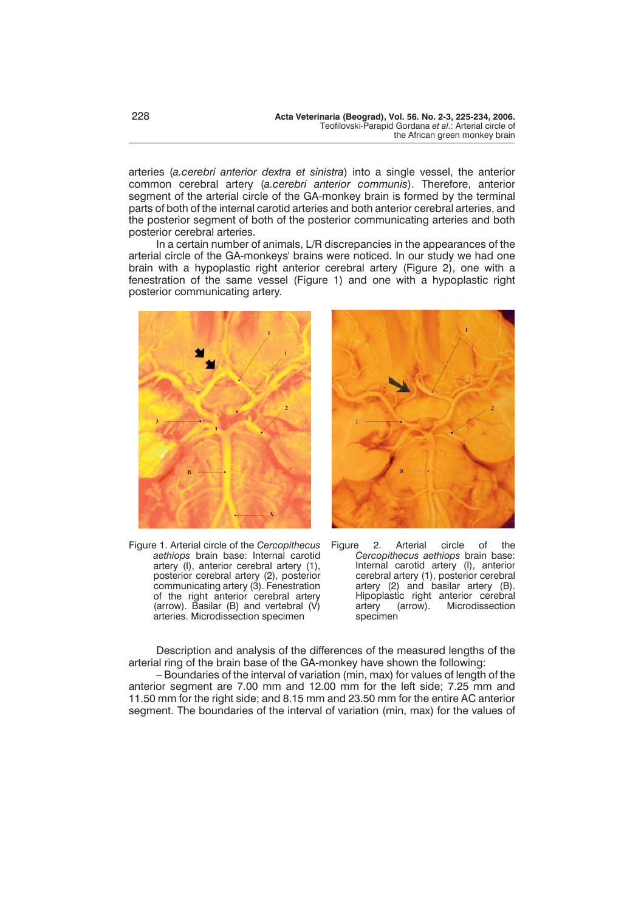arteries (*a.cerebri anterior dextra et sinistra*) into a single vessel, the anterior common cerebral artery (*a.cerebri anterior communis*). Therefore, anterior segment of the arterial circle of the GA-monkey brain is formed by the terminal parts of both of the internal carotid arteries and both anterior cerebral arteries, and the posterior segment of both of the posterior communicating arteries and both posterior cerebral arteries.

In a certain number of animals, L/R discrepancies in the appearances of the arterial circle of the GA-monkeys' brains were noticed. In our study we had one brain with a hypoplastic right anterior cerebral artery (Figure 2), one with a fenestration of the same vessel (Figure 1) and one with a hypoplastic right posterior communicating artery.

Figure 1. Arterial circle of the *Cercopithecus aethiops* brain base: Internal carotid artery (I), anterior cerebral artery (1), posterior cerebral artery (2), posterior communicating artery (3). Fenestration of the right anterior cerebral artery (arrow). Basilar (B) and vertebral (V) arteries. Microdissection specimen

Figure 2. Arterial circle of the *Cercopithecus aethiops* brain base: Internal carotid artery (I), anterior cerebral artery (1), posterior cerebral artery (2) and basilar artery (B). Hipoplastic right anterior cerebral artery (arrow). Microdissection specimen

Description and analysis of the differences of the measured lengths of the arterial ring of the brain base of the GA-monkey have shown the following:

– Boundaries of the interval of variation (min, max) for values of length of the anterior segment are 7.00 mm and 12.00 mm for the left side; 7.25 mm and 11.50 mm for the right side; and 8.15 mm and 23.50 mm for the entire AC anterior segment. The boundaries of the interval of variation (min, max) for the values of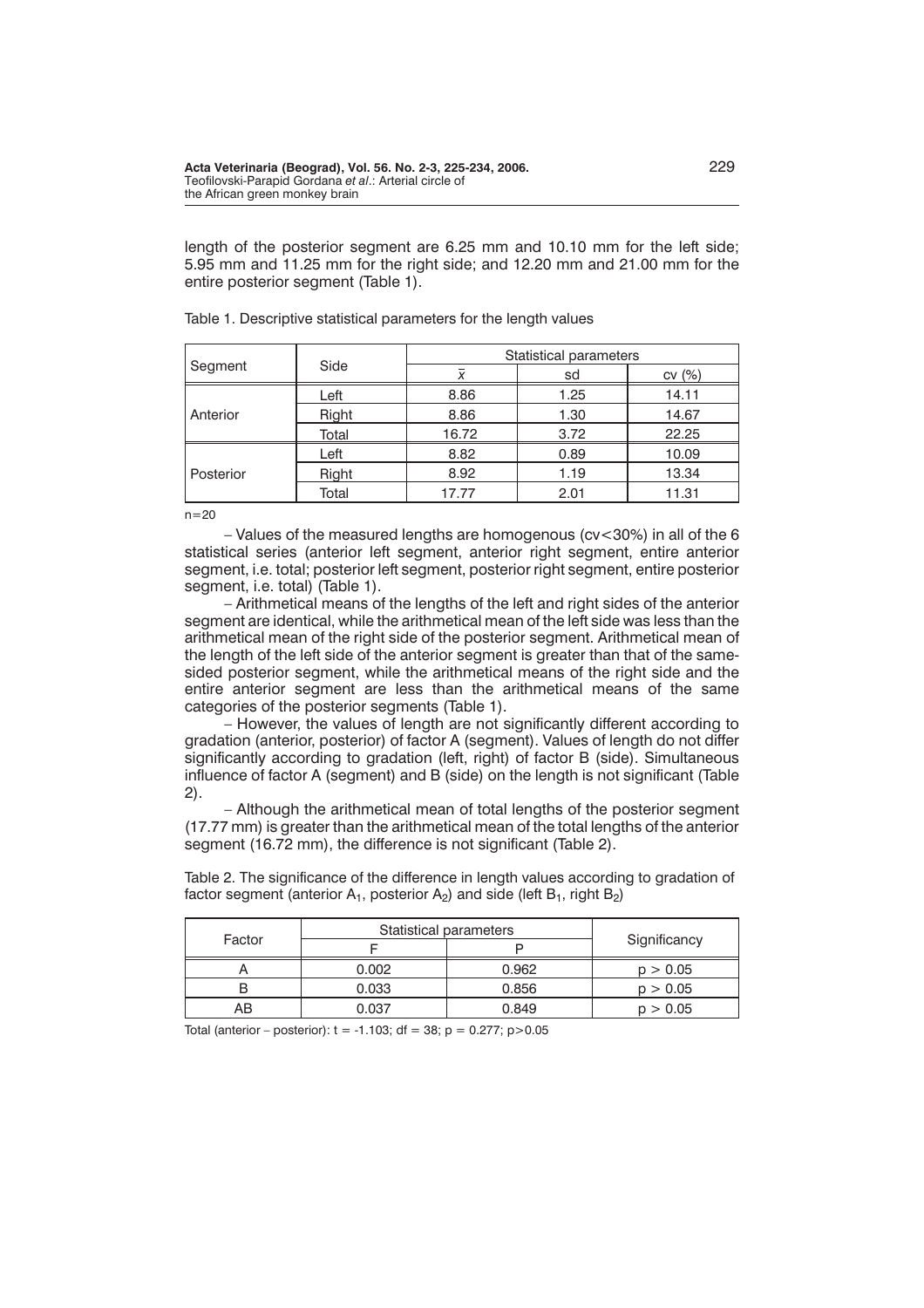length of the posterior segment are 6.25 mm and 10.10 mm for the left side; 5.95 mm and 11.25 mm for the right side; and 12.20 mm and 21.00 mm for the entire posterior segment (Table 1).

Table 1. Descriptive statistical parameters for the length values

| Segment | Side | Statistical parameters | | |
|---|---|---|---|---|
| | | $\bar{x}$ | sd | cv (%) |
| Anterior | Left | 8.86 | 1.25 | 14.11 |
| | Right | 8.86 | 1.30 | 14.67 |
| | Total | 16.72 | 3.72 | 22.25 |
| Posterior | Left | 8.82 | 0.89 | 10.09 |
| | Right | 8.92 | 1.19 | 13.34 |
| | Total | 17.77 | 2.01 | 11.31 |

n=20

– Values of the measured lengths are homogenous (cv<30%) in all of the 6 statistical series (anterior left segment, anterior right segment, entire anterior segment, i.e. total; posterior left segment, posterior right segment, entire posterior segment, i.e. total) (Table 1).

– Arithmetical means of the lengths of the left and right sides of the anterior segment are identical, while the arithmetical mean of the left side was less than the arithmetical mean of the right side of the posterior segment. Arithmetical mean of the length of the left side of the anterior segment is greater than that of the same-sided posterior segment, while the arithmetical means of the right side and the entire anterior segment are less than the arithmetical means of the same categories of the posterior segments (Table 1).

– However, the values of length are not significantly different according to gradation (anterior, posterior) of factor A (segment). Values of length do not differ significantly according to gradation (left, right) of factor B (side). Simultaneous influence of factor A (segment) and B (side) on the length is not significant (Table 2).

– Although the arithmetical mean of total lengths of the posterior segment (17.77 mm) is greater than the arithmetical mean of the total lengths of the anterior segment (16.72 mm), the difference is not significant (Table 2).

Table 2. The significance of the difference in length values according to gradation of factor segment (anterior $A_1$, posterior $A_2$) and side (left $B_1$, right $B_2$)

| Factor | Statistical parameters | | Significancy |
|---|---|---|---|
| | F | P | |
| A | 0.002 | 0.962 | $p > 0.05$ |
| B | 0.033 | 0.856 | $p > 0.05$ |
| AB | 0.037 | 0.849 | $p > 0.05$ |

Total (anterior – posterior): $t = -1.103$; $df = 38$; $p = 0.277$; $p>0.05$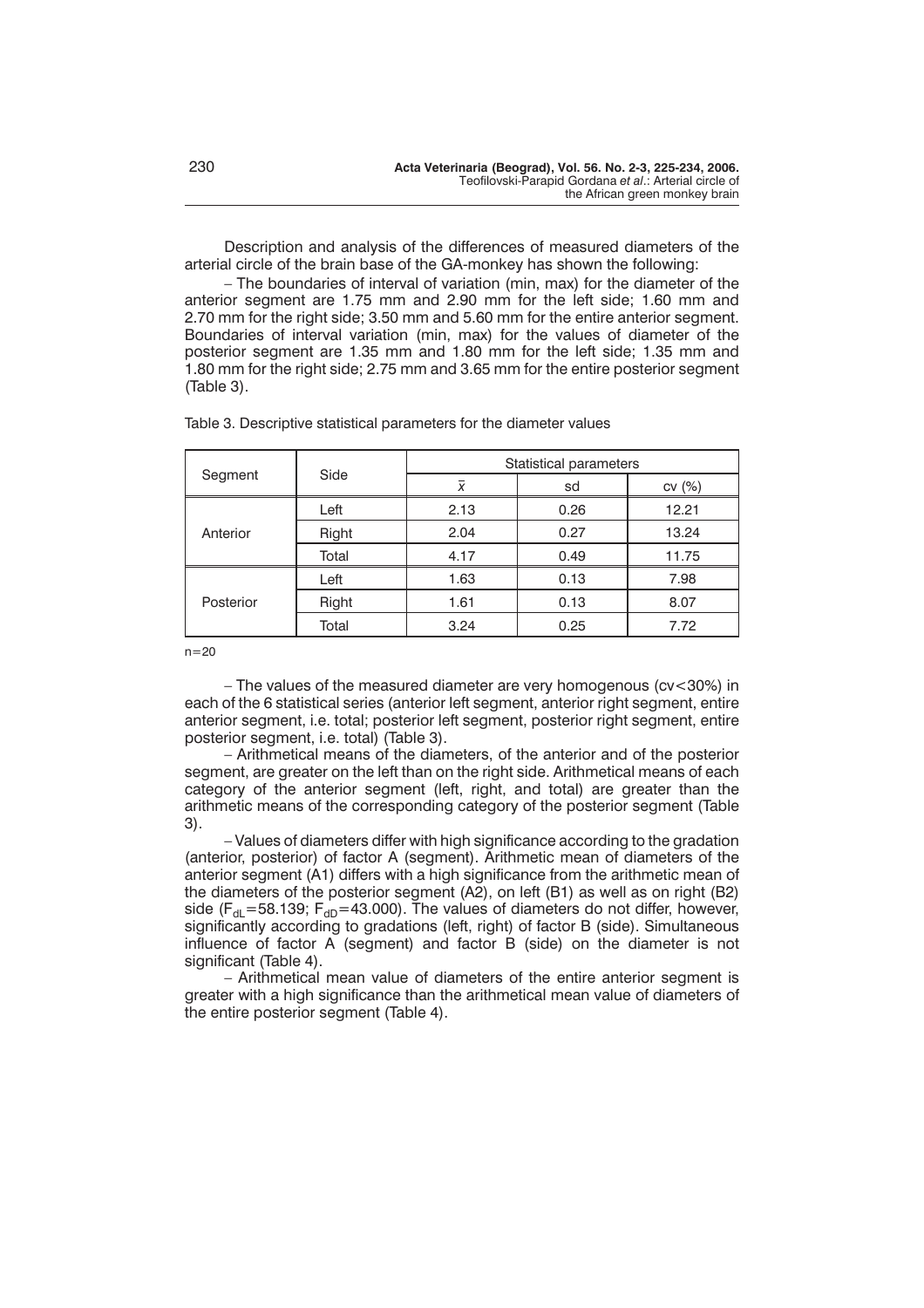Description and analysis of the differences of measured diameters of the arterial circle of the brain base of the GA-monkey has shown the following:

– The boundaries of interval of variation (min, max) for the diameter of the anterior segment are 1.75 mm and 2.90 mm for the left side; 1.60 mm and 2.70 mm for the right side; 3.50 mm and 5.60 mm for the entire anterior segment. Boundaries of interval variation (min, max) for the values of diameter of the posterior segment are 1.35 mm and 1.80 mm for the left side; 1.35 mm and 1.80 mm for the right side; 2.75 mm and 3.65 mm for the entire posterior segment (Table 3).

Table 3. Descriptive statistical parameters for the diameter values

| Segment | Side | Statistical parameters | | |
|---|---|---|---|---|
| | | $\bar{x}$ | sd | cv (%) |
| Anterior | Left | 2.13 | 0.26 | 12.21 |
| | Right | 2.04 | 0.27 | 13.24 |
| | Total | 4.17 | 0.49 | 11.75 |
| Posterior | Left | 1.63 | 0.13 | 7.98 |
| | Right | 1.61 | 0.13 | 8.07 |
| | Total | 3.24 | 0.25 | 7.72 |

n=20

– The values of the measured diameter are very homogenous (cv<30%) in each of the 6 statistical series (anterior left segment, anterior right segment, entire anterior segment, i.e. total; posterior left segment, posterior right segment, entire posterior segment, i.e. total) (Table 3).

– Arithmetical means of the diameters, of the anterior and of the posterior segment, are greater on the left than on the right side. Arithmetical means of each category of the anterior segment (left, right, and total) are greater than the arithmetic means of the corresponding category of the posterior segment (Table 3).

– Values of diameters differ with high significance according to the gradation (anterior, posterior) of factor A (segment). Arithmetic mean of diameters of the anterior segment (A1) differs with a high significance from the arithmetic mean of the diameters of the posterior segment (A2), on left (B1) as well as on right (B2) side ($F_{dL}$=58.139; $F_{dD}$=43.000). The values of diameters do not differ, however, significantly according to gradations (left, right) of factor B (side). Simultaneous influence of factor A (segment) and factor B (side) on the diameter is not significant (Table 4).

– Arithmetical mean value of diameters of the entire anterior segment is greater with a high significance than the arithmetical mean value of diameters of the entire posterior segment (Table 4).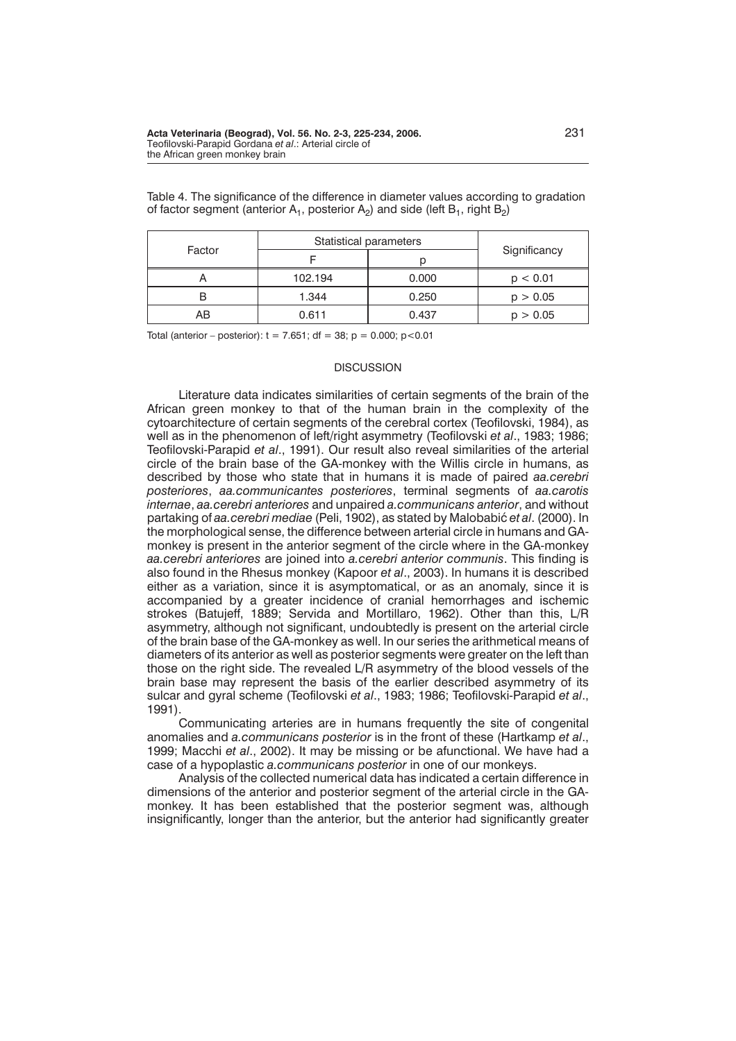Table 4. The significance of the difference in diameter values according to gradation of factor segment (anterior $A_1$, posterior $A_2$) and side (left $B_1$, right $B_2$)

| Factor | Statistical parameters | | Significancy |
|---|---|---|---|
| | F | p | |
| A | 102.194 | 0.000 | $p < 0.01$ |
| B | 1.344 | 0.250 | $p > 0.05$ |
| AB | 0.611 | 0.437 | $p > 0.05$ |

Total (anterior – posterior): $t = 7.651$; $df = 38$; $p = 0.000$; $p<0.01$

## DISCUSSION

Literature data indicates similarities of certain segments of the brain of the African green monkey to that of the human brain in the complexity of the cytoarchitecture of certain segments of the cerebral cortex (Teofilovski, 1984), as well as in the phenomenon of left/right asymmetry (Teofilovski *et al*., 1983; 1986; Teofilovski-Parapid *et al*., 1991). Our result also reveal similarities of the arterial circle of the brain base of the GA-monkey with the Willis circle in humans, as described by those who state that in humans it is made of paired *aa.cerebri posteriores*, *aa.communicantes posteriores*, terminal segments of *aa.carotis internae*, *aa.cerebri anteriores* and unpaired *a.communicans anterior*, and without partaking of *aa.cerebri mediae* (Peli, 1902), as stated by Malobabić *et al*. (2000). In the morphological sense, the difference between arterial circle in humans and GA-monkey is present in the anterior segment of the circle where in the GA-monkey *aa.cerebri anteriores* are joined into *a.cerebri anterior communis*. This finding is also found in the Rhesus monkey (Kapoor *et al*., 2003). In humans it is described either as a variation, since it is asymptomatical, or as an anomaly, since it is accompanied by a greater incidence of cranial hemorrhages and ischemic strokes (Batujeff, 1889; Servida and Mortillaro, 1962). Other than this, L/R asymmetry, although not significant, undoubtedly is present on the arterial circle of the brain base of the GA-monkey as well. In our series the arithmetical means of diameters of its anterior as well as posterior segments were greater on the left than those on the right side. The revealed L/R asymmetry of the blood vessels of the brain base may represent the basis of the earlier described asymmetry of its sulcar and gyral scheme (Teofilovski *et al*., 1983; 1986; Teofilovski-Parapid *et al*., 1991).

Communicating arteries are in humans frequently the site of congenital anomalies and *a.communicans posterior* is in the front of these (Hartkamp *et al*., 1999; Macchi *et al*., 2002). It may be missing or be afunctional. We have had a case of a hypoplastic *a.communicans posterior* in one of our monkeys.

Analysis of the collected numerical data has indicated a certain difference in dimensions of the anterior and posterior segment of the arterial circle in the GA-monkey. It has been established that the posterior segment was, although insignificantly, longer than the anterior, but the anterior had significantly greater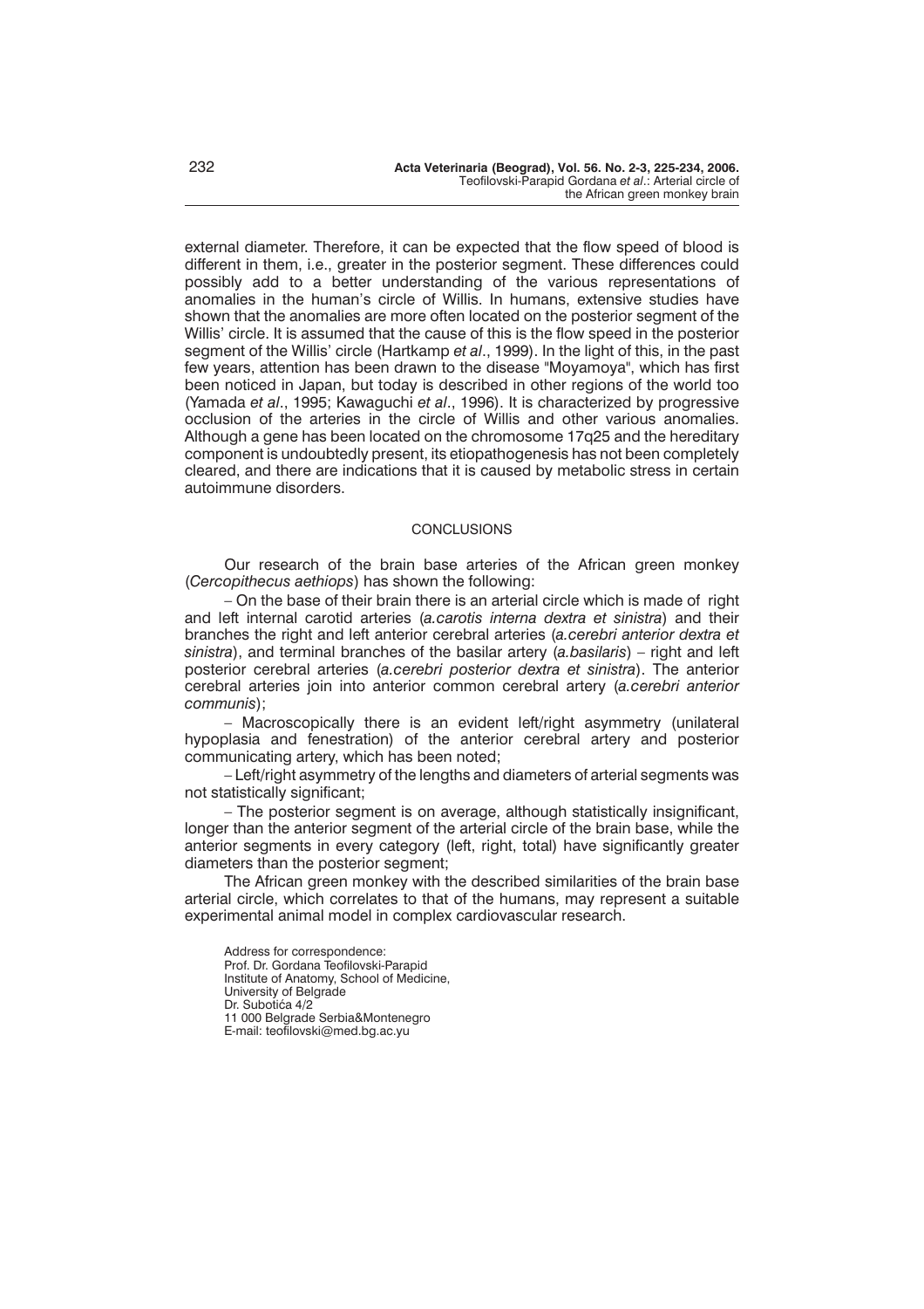external diameter. Therefore, it can be expected that the flow speed of blood is different in them, i.e., greater in the posterior segment. These differences could possibly add to a better understanding of the various representations of anomalies in the human's circle of Willis. In humans, extensive studies have shown that the anomalies are more often located on the posterior segment of the Willis' circle. It is assumed that the cause of this is the flow speed in the posterior segment of the Willis' circle (Hartkamp *et al*., 1999). In the light of this, in the past few years, attention has been drawn to the disease "Moyamoya", which has first been noticed in Japan, but today is described in other regions of the world too (Yamada *et al*., 1995; Kawaguchi *et al*., 1996). It is characterized by progressive occlusion of the arteries in the circle of Willis and other various anomalies. Although a gene has been located on the chromosome 17q25 and the hereditary component is undoubtedly present, its etiopathogenesis has not been completely cleared, and there are indications that it is caused by metabolic stress in certain autoimmune disorders.

## CONCLUSIONS

Our research of the brain base arteries of the African green monkey (*Cercopithecus aethiops*) has shown the following:

– On the base of their brain there is an arterial circle which is made of right and left internal carotid arteries (*a.carotis interna dextra et sinistra*) and their branches the right and left anterior cerebral arteries (*a.cerebri anterior dextra et sinistra*), and terminal branches of the basilar artery (*a.basilaris*) – right and left posterior cerebral arteries (*a.cerebri posterior dextra et sinistra*). The anterior cerebral arteries join into anterior common cerebral artery (*a.cerebri anterior communis*);

– Macroscopically there is an evident left/right asymmetry (unilateral hypoplasia and fenestration) of the anterior cerebral artery and posterior communicating artery, which has been noted;

– Left/right asymmetry of the lengths and diameters of arterial segments was not statistically significant;

– The posterior segment is on average, although statistically insignificant, longer than the anterior segment of the arterial circle of the brain base, while the anterior segments in every category (left, right, total) have significantly greater diameters than the posterior segment;

The African green monkey with the described similarities of the brain base arterial circle, which correlates to that of the humans, may represent a suitable experimental animal model in complex cardiovascular research.

Address for correspondence:
Prof. Dr. Gordana Teofilovski-Parapid
Institute of Anatomy, School of Medicine,
University of Belgrade
Dr. Subotića 4/2
11 000 Belgrade Serbia&Montenegro
E-mail: teofilovski@med.bg.ac.yu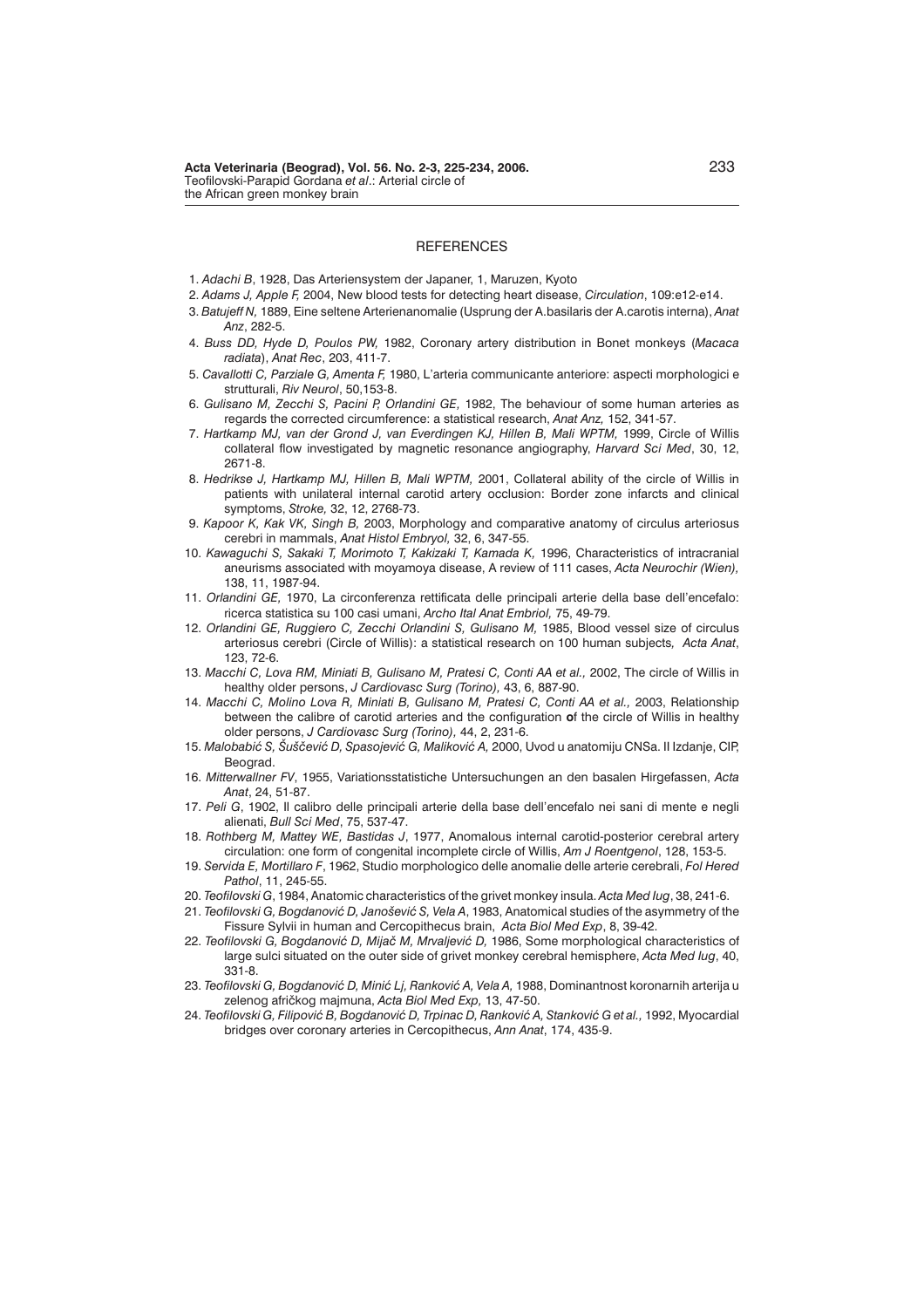## REFERENCES

1. *Adachi B*, 1928, Das Arteriensystem der Japaner, 1, Maruzen, Kyoto
2. *Adams J, Apple F,* 2004, New blood tests for detecting heart disease, *Circulation*, 109:e12-e14.
3. *Batujeff N,* 1889, Eine seltene Arterienanomalie (Usprung der A.basilaris der A.carotis interna), *Anat Anz*, 282-5.
4. *Buss DD, Hyde D, Poulos PW,* 1982, Coronary artery distribution in Bonet monkeys (*Macaca radiata*), *Anat Rec*, 203, 411-7.
5. *Cavallotti C, Parziale G, Amenta F,* 1980, L'arteria communicante anteriore: aspecti morphologici e strutturali, *Riv Neurol*, 50,153-8.
6. *Gulisano M, Zecchi S, Pacini P, Orlandini GE,* 1982, The behaviour of some human arteries as regards the corrected circumference: a statistical research, *Anat Anz,* 152, 341-57.
7. *Hartkamp MJ, van der Grond J, van Everdingen KJ, Hillen B, Mali WPTM,* 1999, Circle of Willis collateral flow investigated by magnetic resonance angiography, *Harvard Sci Med*, 30, 12, 2671-8.
8. *Hedrikse J, Hartkamp MJ, Hillen B, Mali WPTM,* 2001, Collateral ability of the circle of Willis in patients with unilateral internal carotid artery occlusion: Border zone infarcts and clinical symptoms, *Stroke,* 32, 12, 2768-73.
9. *Kapoor K, Kak VK, Singh B,* 2003, Morphology and comparative anatomy of circulus arteriosus cerebri in mammals, *Anat Histol Embryol,* 32, 6, 347-55.
10. *Kawaguchi S, Sakaki T, Morimoto T, Kakizaki T, Kamada K,* 1996, Characteristics of intracranial aneurisms associated with moyamoya disease, A review of 111 cases, *Acta Neurochir (Wien),* 138, 11, 1987-94.
11. *Orlandini GE,* 1970, La circonferenza rettificata delle principali arterie della base dell'encefalo: ricerca statistica su 100 casi umani, *Archo Ital Anat Embriol,* 75, 49-79.
12. *Orlandini GE, Ruggiero C, Zecchi Orlandini S, Gulisano M,* 1985, Blood vessel size of circulus arteriosus cerebri (Circle of Willis): a statistical research on 100 human subjects*, Acta Anat*, 123, 72-6.
13. *Macchi C, Lova RM, Miniati B, Gulisano M, Pratesi C, Conti AA et al.,* 2002, The circle of Willis in healthy older persons, *J Cardiovasc Surg (Torino),* 43, 6, 887-90.
14. *Macchi C, Molino Lova R, Miniati B, Gulisano M, Pratesi C, Conti AA et al.,* 2003, Relationship between the calibre of carotid arteries and the configuration **o**f the circle of Willis in healthy older persons, *J Cardiovasc Surg (Torino),* 44, 2, 231-6.
15. *Malobabić S, Šuščević D, Spasojević G, Maliković A,* 2000, Uvod u anatomiju CNSa. II Izdanje, CIP, Beograd.
16. *Mitterwallner FV*, 1955, Variationsstatistiche Untersuchungen an den basalen Hirgefassen, *Acta Anat*, 24, 51-87.
17. *Peli G*, 1902, Il calibro delle principali arterie della base dell'encefalo nei sani di mente e negli alienati, *Bull Sci Med*, 75, 537-47.
18. *Rothberg M, Mattey WE, Bastidas J*, 1977, Anomalous internal carotid-posterior cerebral artery circulation: one form of congenital incomplete circle of Willis, *Am J Roentgenol*, 128, 153-5.
19. *Servida E, Mortillaro F*, 1962, Studio morphologico delle anomalie delle arterie cerebrali, *Fol Hered Pathol*, 11, 245-55.
20. *Teofilovski G*, 1984, Anatomic characteristics of the grivet monkey insula. *Acta Med Iug*, 38, 241-6.
21. *Teofilovski G, Bogdanović D, Janošević S, Vela A*, 1983, Anatomical studies of the asymmetry of the Fissure Sylvii in human and Cercopithecus brain, *Acta Biol Med Exp*, 8, 39-42.
22. *Teofilovski G, Bogdanović D, Mijač M, Mrvaljević D,* 1986, Some morphological characteristics of large sulci situated on the outer side of grivet monkey cerebral hemisphere, *Acta Med Iug*, 40, 331-8.
23. *Teofilovski G, Bogdanović D, Minić Lj, Ranković A, Vela A,* 1988, Dominantnost koronarnih arterija u zelenog afričkog majmuna, *Acta Biol Med Exp,* 13, 47-50.
24. *Teofilovski G, Filipović B, Bogdanović D, Trpinac D, Ranković A, Stanković G et al.,* 1992, Myocardial bridges over coronary arteries in Cercopithecus, *Ann Anat*, 174, 435-9.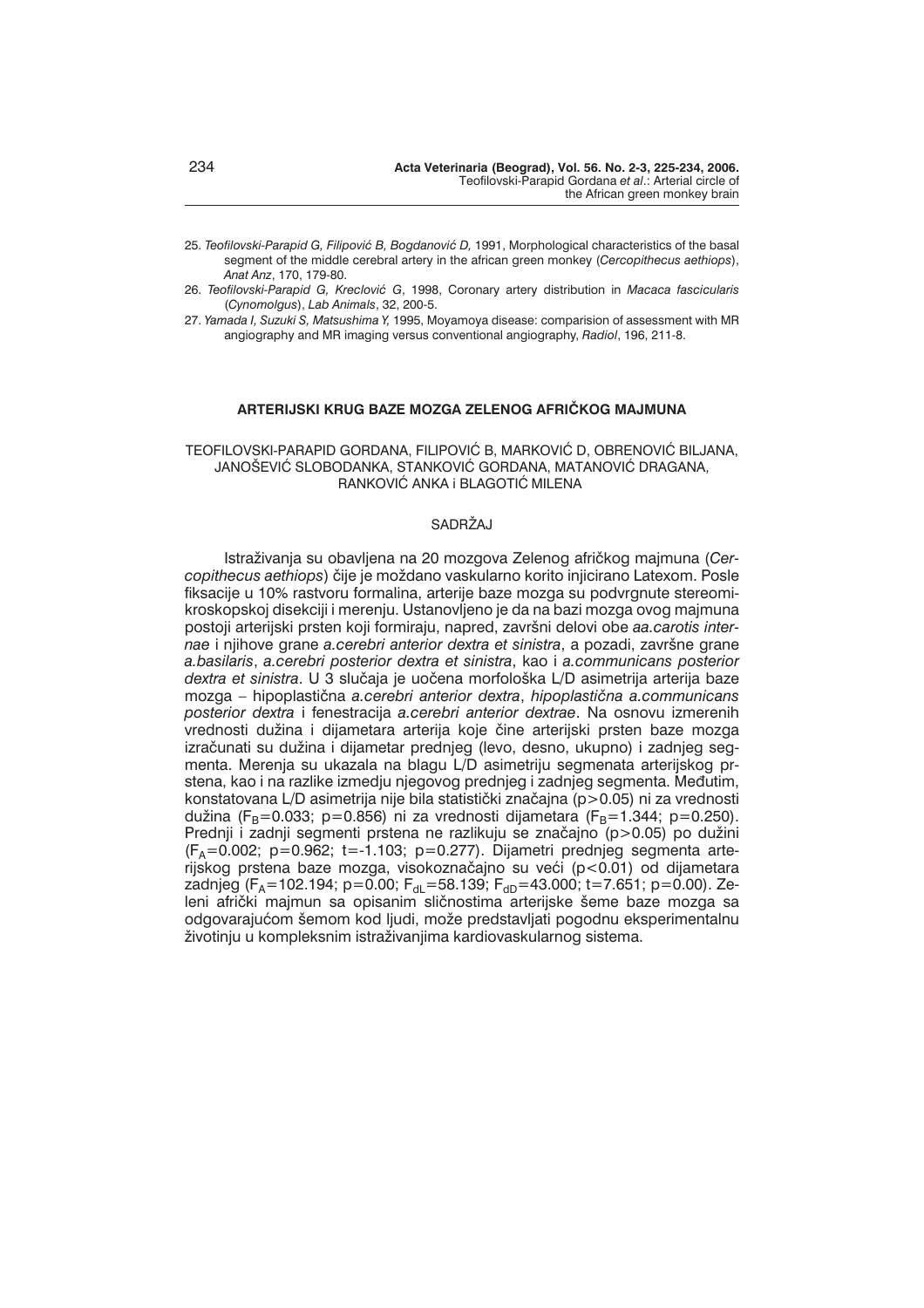25. *Teofilovski-Parapid G, Filipović B, Bogdanović D,* 1991, Morphological characteristics of the basal segment of the middle cerebral artery in the african green monkey (*Cercopithecus aethiops*), *Anat Anz*, 170, 179-80.

26. *Teofilovski-Parapid G, Kreclović G*, 1998, Coronary artery distribution in *Macaca fascicularis* (*Cynomolgus*), *Lab Animals*, 32, 200-5.

27. *Yamada I, Suzuki S, Matsushima Y,* 1995, Moyamoya disease: comparision of assessment with MR angiography and MR imaging versus conventional angiography, *Radiol*, 196, 211-8.

## ARTERIJSKI KRUG BAZE MOZGA ZELENOG AFRIČKOG MAJMUNA

TEOFILOVSKI-PARAPID GORDANA, FILIPOVIĆ B, MARKOVIĆ D, OBRENOVIĆ BILJANA, JANOŠEVIĆ SLOBODANKA, STANKOVIĆ GORDANA, MATANOVIĆ DRAGANA, RANKOVIĆ ANKA i BLAGOTIĆ MILENA

### SADRŽAJ

Istraživanja su obavljena na 20 mozgova Zelenog afričkog majmuna (*Cercopithecus aethiops*) čije je moždano vaskularno korito injicirano Latexom. Posle fiksacije u 10% rastvoru formalina, arterije baze mozga su podvrgnute stereomikroskopskoj disekciji i merenju. Ustanovljeno je da na bazi mozga ovog majmuna postoji arterijski prsten koji formiraju, napred, završni delovi obe *aa.carotis internae* i njihove grane *a.cerebri anterior dextra et sinistra*, a pozadi, završne grane *a.basilaris*, *a.cerebri posterior dextra et sinistra*, kao i *a.communicans posterior dextra et sinistra*. U 3 slučaja je uočena morfološka L/D asimetrija arterija baze mozga – hipoplastična *a.cerebri anterior dextra*, *hipoplastična a.communicans posterior dextra* i fenestracija *a.cerebri anterior dextrae*. Na osnovu izmerenih vrednosti dužina i dijametara arterija koje čine arterijski prsten baze mozga izračunati su dužina i dijametar prednjeg (levo, desno, ukupno) i zadnjeg segmenta. Merenja su ukazala na blagu L/D asimetriju segmenata arterijskog prstena, kao i na razlike izmedju njegovog prednjeg i zadnjeg segmenta. Međutim, konstatovana L/D asimetrija nije bila statistički značajna ($p>0.05$) ni za vrednosti dužina ($F_B=0.033$; $p=0.856$) ni za vrednosti dijametara ($F_B=1.344$; $p=0.250$). Prednji i zadnji segmenti prstena ne razlikuju se značajno ($p>0.05$) po dužini ($F_A=0.002$; $p=0.962$; $t=-1.103$; $p=0.277$). Dijametri prednjeg segmenta arterijskog prstena baze mozga, visokoznačajno su veći ($p<0.01$) od dijametara zadnjeg ($F_A=102.194$; $p=0.00$; $F_{dL}=58.139$; $F_{dD}=43.000$; $t=7.651$; $p=0.00$). Zeleni afrički majmun sa opisanim sličnostima arterijske šeme baze mozga sa odgovarajućom šemom kod ljudi, može predstavljati pogodnu eksperimentalnu životinju u kompleksnim istraživanjima kardiovaskularnog sistema.